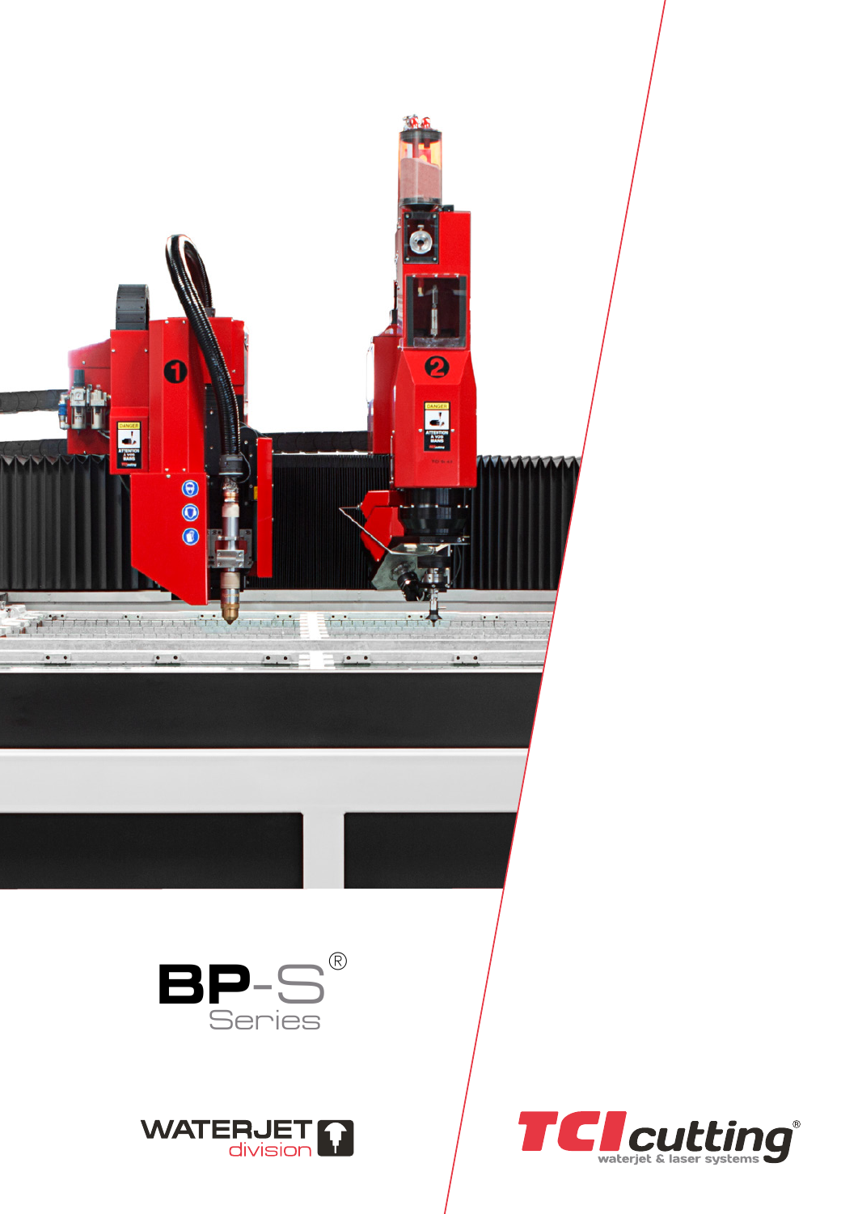# BP-S® Series

WATERJET division

TCI cutting® waterjet & laser systems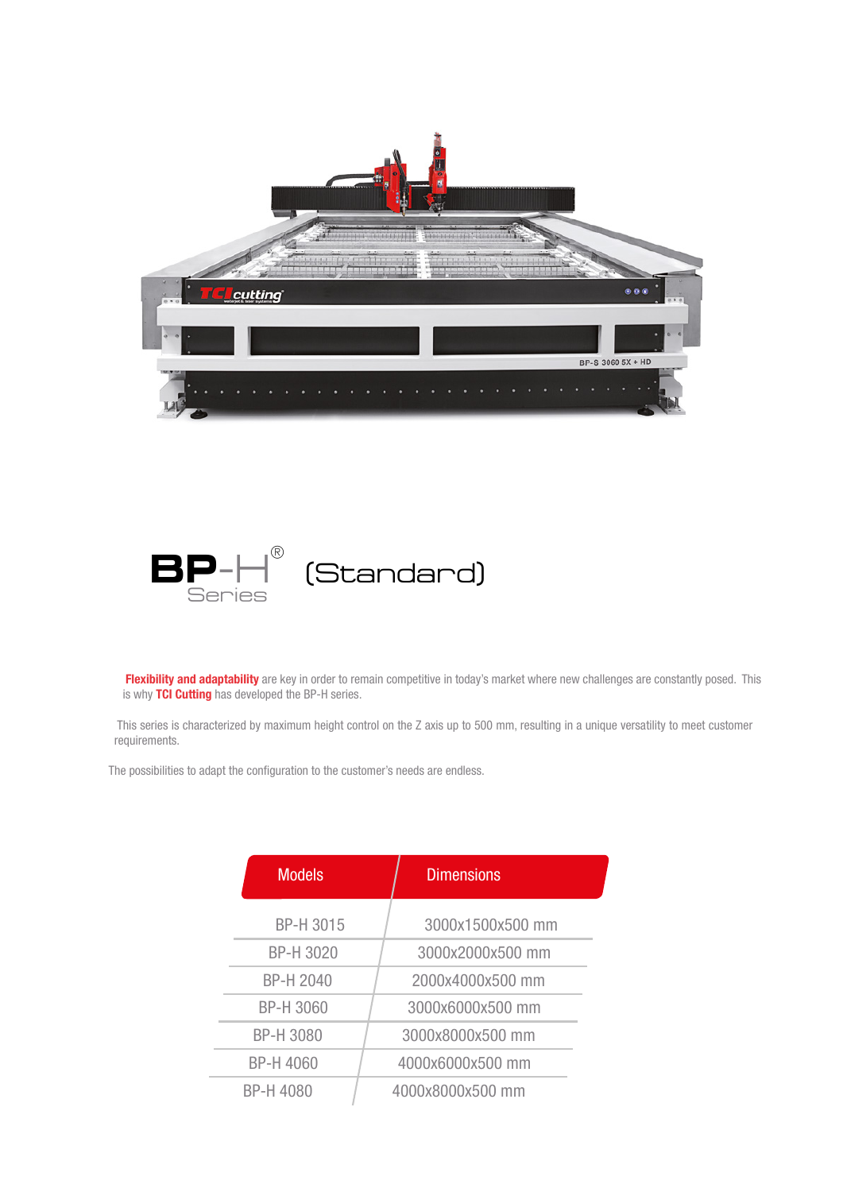# BP-H® Series (Standard)

**Flexibility and adaptability** are key in order to remain competitive in today's market where new challenges are constantly posed. This is why **TCI Cutting** has developed the BP-H series.

This series is characterized by maximum height control on the Z axis up to 500 mm, resulting in a unique versatility to meet customer requirements.

The possibilities to adapt the configuration to the customer's needs are endless.

| Models | Dimensions |
|---|---|
| BP-H 3015 | 3000x1500x500 mm |
| BP-H 3020 | 3000x2000x500 mm |
| BP-H 2040 | 2000x4000x500 mm |
| BP-H 3060 | 3000x6000x500 mm |
| BP-H 3080 | 3000x8000x500 mm |
| BP-H 4060 | 4000x6000x500 mm |
| BP-H 4080 | 4000x8000x500 mm |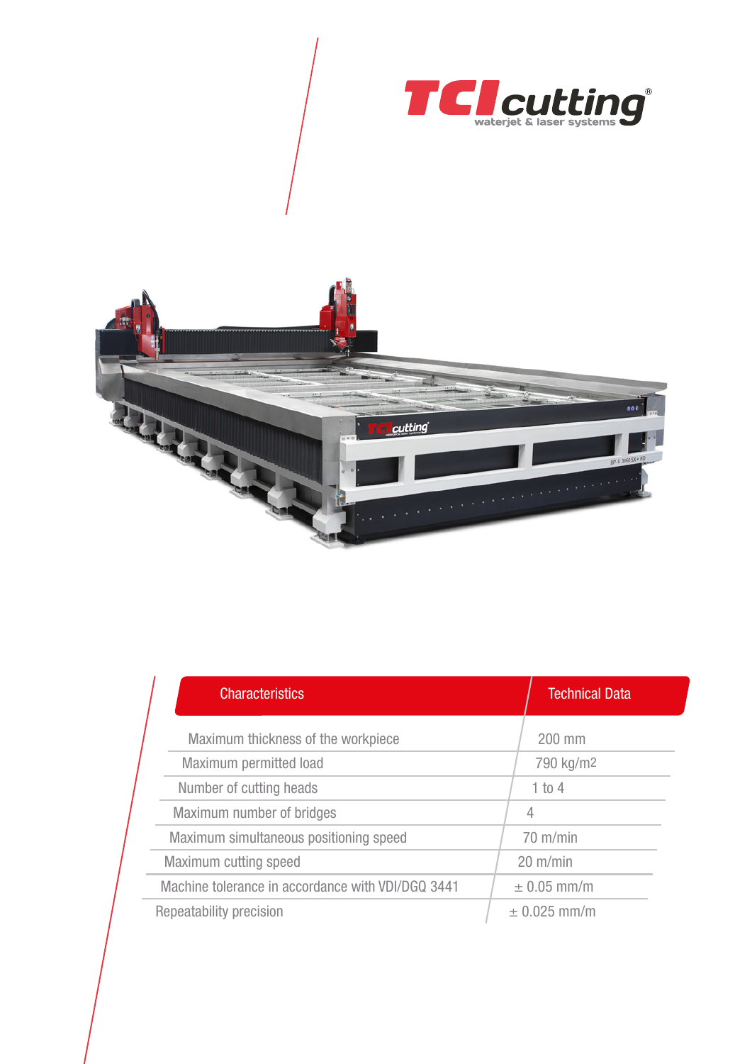TCI cutting
waterjet & laser systems

| Characteristics | Technical Data |
| --- | --- |
| Maximum thickness of the workpiece | 200 mm |
| Maximum permitted load | 790 kg/m2 |
| Number of cutting heads | 1 to 4 |
| Maximum number of bridges | 4 |
| Maximum simultaneous positioning speed | 70 m/min |
| Maximum cutting speed | 20 m/min |
| Machine tolerance in accordance with VDI/DGQ 3441 | ± 0.05 mm/m |
| Repeatability precision | ± 0.025 mm/m |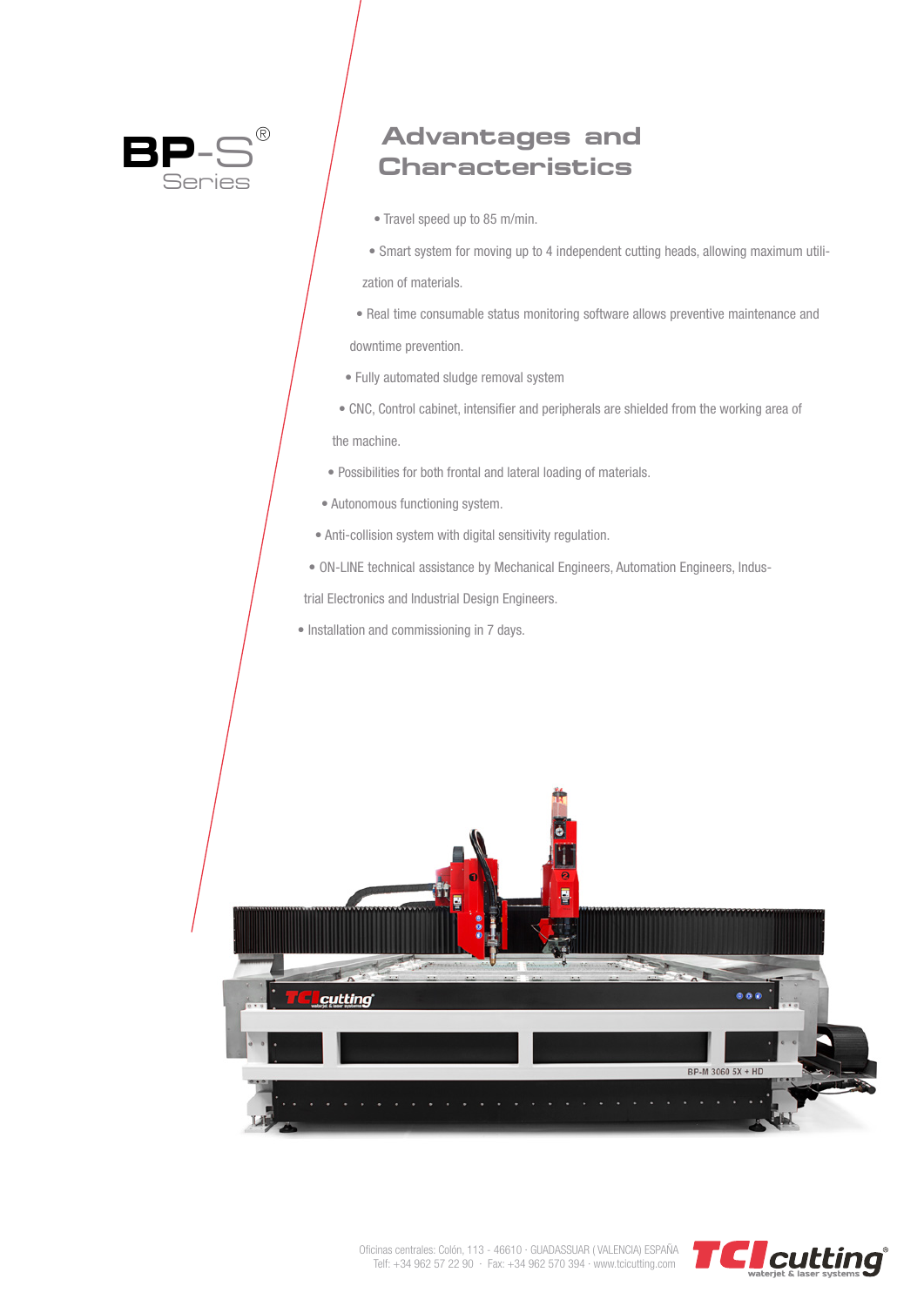# BP-S®
Series

## Advantages and Characteristics

- Travel speed up to 85 m/min.
- Smart system for moving up to 4 independent cutting heads, allowing maximum utilization of materials.
- Real time consumable status monitoring software allows preventive maintenance and downtime prevention.
- Fully automated sludge removal system
- CNC, Control cabinet, intensifier and peripherals are shielded from the working area of the machine.
- Possibilities for both frontal and lateral loading of materials.
- Autonomous functioning system.
- Anti-collision system with digital sensitivity regulation.
- ON-LINE technical assistance by Mechanical Engineers, Automation Engineers, Industrial Electronics and Industrial Design Engineers.
- Installation and commissioning in 7 days.

Oficinas centrales: Colón, 113 - 46610 - GUADASSUAR ( VALENCIA) ESPAÑA
Telf: +34 962 57 22 90 · Fax: +34 962 570 394 · www.tcicutting.com

TCI cutting® waterjet & laser systems